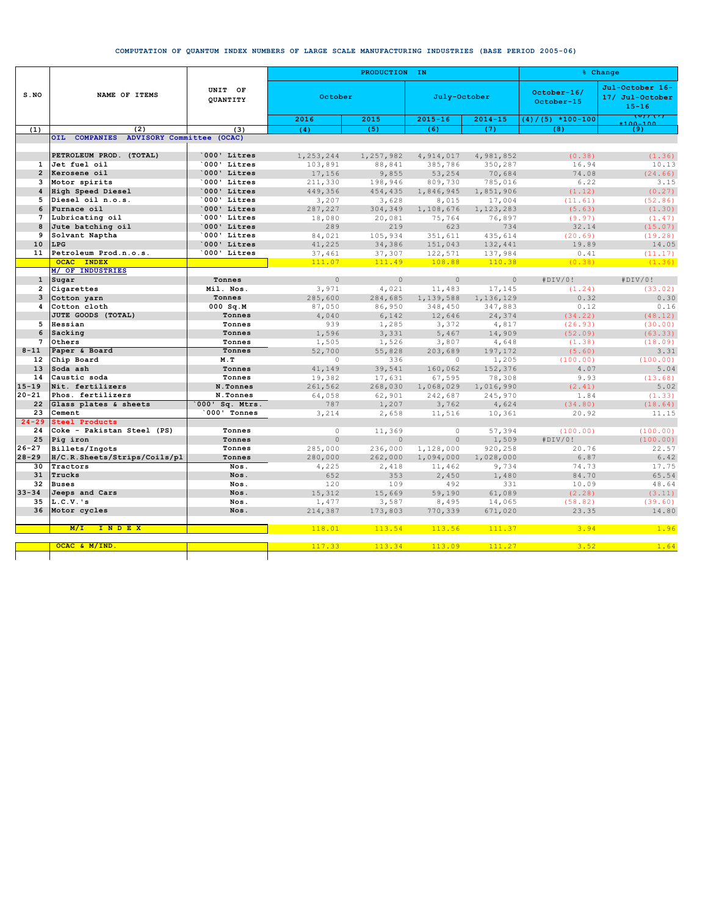## COMPUTATION OF QUANTUM INDEX NUMBERS OF LARGE SCALE MANUFACTURING INDUSTRIES (BASE PERIOD 2005-06)

| S.NO | NAME OF ITEMS | UNIT OF QUANTITY | PRODUCTION IN | | | | % Change | |
|---|---|---|---|---|---|---|---|---|
| | | | October | | July-October | | October-16/ October-15 | Jul-October 16-17/ Jul-October 15-16 |
| | | | 2016 | 2015 | 2015-16 | 2014-15 | (4)/(5) *100-100 | (6)/(7) *100-100 |
| (1) | (2) | (3) | (4) | (5) | (6) | (7) | (8) | (9) |
| | OIL COMPANIES ADVISORY Committee (OCAC) | | | | | | | |
| | PETROLEUM PROD. (TOTAL) | `000' Litres | 1,253,244 | 1,257,982 | 4,914,017 | 4,981,852 | (0.38) | (1.36) |
| 1 | Jet fuel oil | `000' Litres | 103,891 | 88,841 | 385,786 | 350,287 | 16.94 | 10.13 |
| 2 | Kerosene oil | `000' Litres | 17,156 | 9,855 | 53,254 | 70,684 | 74.08 | (24.66) |
| 3 | Motor spirits | `000' Litres | 211,330 | 198,946 | 809,730 | 785,016 | 6.22 | 3.15 |
| 4 | High Speed Diesel | `000' Litres | 449,356 | 454,435 | 1,846,945 | 1,851,906 | (1.12) | (0.27) |
| 5 | Diesel oil n.o.s. | `000' Litres | 3,207 | 3,628 | 8,015 | 17,004 | (11.61) | (52.86) |
| 6 | Furnace oil | `000' Litres | 287,227 | 304,349 | 1,108,676 | 1,123,283 | (5.63) | (1.30) |
| 7 | Lubricating oil | `000' Litres | 18,080 | 20,081 | 75,764 | 76,897 | (9.97) | (1.47) |
| 8 | Jute batching oil | `000' Litres | 289 | 219 | 623 | 734 | 32.14 | (15.07) |
| 9 | Solvant Naptha | `000' Litres | 84,021 | 105,934 | 351,611 | 435,614 | (20.69) | (19.28) |
| 10 | LPG | `000' Litres | 41,225 | 34,386 | 151,043 | 132,441 | 19.89 | 14.05 |
| 11 | Petroleum Prod.n.o.s. | `000' Litres | 37,461 | 37,307 | 122,571 | 137,984 | 0.41 | (11.17) |
| | OCAC INDEX | | 111.07 | 111.49 | 108.88 | 110.38 | (0.38) | (1.36) |
| | M/ OF INDUSTRIES | | | | | | | |
| 1 | Sugar | Tonnes | 0 | 0 | 0 | 0 | #DIV/0! | #DIV/0! |
| 2 | Cigarettes | Mil. Nos. | 3,971 | 4,021 | 11,483 | 17,145 | (1.24) | (33.02) |
| 3 | Cotton yarn | Tonnes | 285,600 | 284,685 | 1,139,588 | 1,136,129 | 0.32 | 0.30 |
| 4 | Cotton cloth | 000 Sq.M | 87,050 | 86,950 | 348,450 | 347,883 | 0.12 | 0.16 |
| | JUTE GOODS (TOTAL) | Tonnes | 4,040 | 6,142 | 12,646 | 24,374 | (34.22) | (48.12) |
| 5 | Hessian | Tonnes | 939 | 1,285 | 3,372 | 4,817 | (26.93) | (30.00) |
| 6 | Sacking | Tonnes | 1,596 | 3,331 | 5,467 | 14,909 | (52.09) | (63.33) |
| 7 | Others | Tonnes | 1,505 | 1,526 | 3,807 | 4,648 | (1.38) | (18.09) |
| 8-11 | Paper & Board | Tonnes | 52,700 | 55,828 | 203,689 | 197,172 | (5.60) | 3.31 |
| 12 | Chip Board | M.T | 0 | 336 | 0 | 1,205 | (100.00) | (100.00) |
| 13 | Soda ash | Tonnes | 41,149 | 39,541 | 160,062 | 152,376 | 4.07 | 5.04 |
| 14 | Caustic soda | Tonnes | 19,382 | 17,631 | 67,595 | 78,308 | 9.93 | (13.68) |
| 15-19 | Nit. fertilizers | N.Tonnes | 261,562 | 268,030 | 1,068,029 | 1,016,990 | (2.41) | 5.02 |
| 20-21 | Phos. fertilizers | N.Tonnes | 64,058 | 62,901 | 242,687 | 245,970 | 1.84 | (1.33) |
| 22 | Glass plates & sheets | `000' Sq. Mtrs. | 787 | 1,207 | 3,762 | 4,624 | (34.80) | (18.64) |
| 23 | Cement | `000' Tonnes | 3,214 | 2,658 | 11,516 | 10,361 | 20.92 | 11.15 |
| 24-29 | Steel Products | | | | | | | |
| 24 | Coke - Pakistan Steel (PS) | Tonnes | 0 | 11,369 | 0 | 57,394 | (100.00) | (100.00) |
| 25 | Pig iron | Tonnes | 0 | 0 | 0 | 1,509 | #DIV/0! | (100.00) |
| 26-27 | Billets/Ingots | Tonnes | 285,000 | 236,000 | 1,128,000 | 920,258 | 20.76 | 22.57 |
| 28-29 | H/C.R.Sheets/Strips/Coils/pl | Tonnes | 280,000 | 262,000 | 1,094,000 | 1,028,000 | 6.87 | 6.42 |
| 30 | Tractors | Nos. | 4,225 | 2,418 | 11,462 | 9,734 | 74.73 | 17.75 |
| 31 | Trucks | Nos. | 652 | 353 | 2,450 | 1,480 | 84.70 | 65.54 |
| 32 | Buses | Nos. | 120 | 109 | 492 | 331 | 10.09 | 48.64 |
| 33-34 | Jeeps and Cars | Nos. | 15,312 | 15,669 | 59,190 | 61,089 | (2.28) | (3.11) |
| 35 | L.C.V.'s | Nos. | 1,477 | 3,587 | 8,495 | 14,065 | (58.82) | (39.60) |
| 36 | Motor cycles | Nos. | 214,387 | 173,803 | 770,339 | 671,020 | 23.35 | 14.80 |
| | M/I I N D E X | | 118.01 | 113.54 | 113.56 | 111.37 | 3.94 | 1.96 |
| | OCAC & M/IND. | | 117.33 | 113.34 | 113.09 | 111.27 | 3.52 | 1.64 |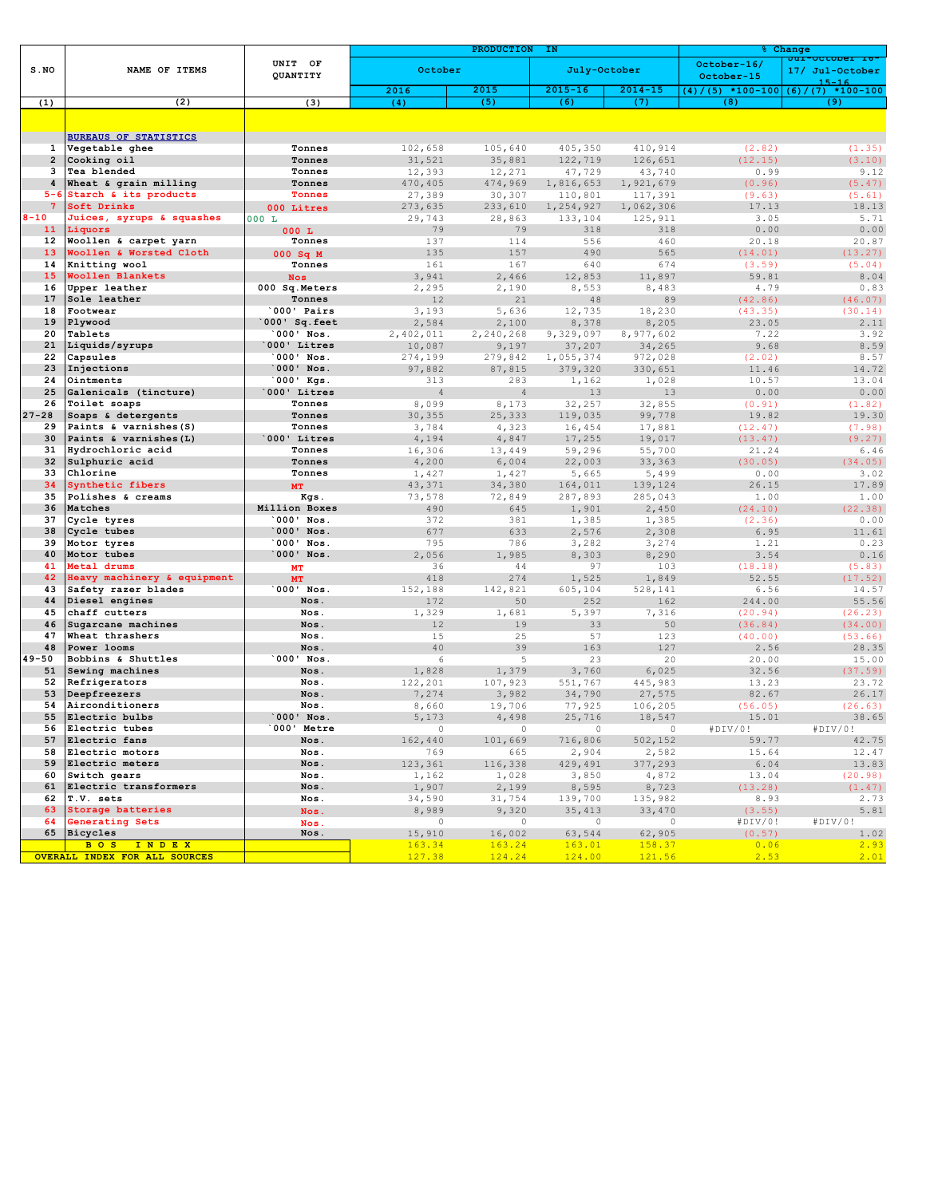| S.NO | NAME OF ITEMS | UNIT OF QUANTITY | PRODUCTION IN | | | | % Change | |
|---|---|---|---|---|---|---|---|---|
| | | | October | | July-October | | October-16/ October-15 | Jul-October 16-17/ Jul-October 15-16 |
| | | | 2016 | 2015 | 2015-16 | 2014-15 | (4)/(5) *100-100 | (6)/(7) *100-100 |
| (1) | (2) | (3) | (4) | (5) | (6) | (7) | (8) | (9) |
| | BUREAUS OF STATISTICS | | | | | | | |
| 1 | Vegetable ghee | Tonnes | 102,658 | 105,640 | 405,350 | 410,914 | (2.82) | (1.35) |
| 2 | Cooking oil | Tonnes | 31,521 | 35,881 | 122,719 | 126,651 | (12.15) | (3.10) |
| 3 | Tea blended | Tonnes | 12,393 | 12,271 | 47,729 | 43,740 | 0.99 | 9.12 |
| 4 | Wheat & grain milling | Tonnes | 470,405 | 474,969 | 1,816,653 | 1,921,679 | (0.96) | (5.47) |
| 5-6 | Starch & its products | Tonnes | 27,389 | 30,307 | 110,801 | 117,391 | (9.63) | (5.61) |
| 7 | Soft Drinks | 000 Litres | 273,635 | 233,610 | 1,254,927 | 1,062,306 | 17.13 | 18.13 |
| 8-10 | Juices, syrups & squashes | 000 L | 29,743 | 28,863 | 133,104 | 125,911 | 3.05 | 5.71 |
| 11 | Liquors | 000 L | 79 | 79 | 318 | 318 | 0.00 | 0.00 |
| 12 | Woollen & carpet yarn | Tonnes | 137 | 114 | 556 | 460 | 20.18 | 20.87 |
| 13 | Woollen & Worsted Cloth | 000 Sq M | 135 | 157 | 490 | 565 | (14.01) | (13.27) |
| 14 | Knitting wool | Tonnes | 161 | 167 | 640 | 674 | (3.59) | (5.04) |
| 15 | Woollen Blankets | Nos | 3,941 | 2,466 | 12,853 | 11,897 | 59.81 | 8.04 |
| 16 | Upper leather | 000 Sq.Meters | 2,295 | 2,190 | 8,553 | 8,483 | 4.79 | 0.83 |
| 17 | Sole leather | Tonnes | 12 | 21 | 48 | 89 | (42.86) | (46.07) |
| 18 | Footwear | `000' Pairs | 3,193 | 5,636 | 12,735 | 18,230 | (43.35) | (30.14) |
| 19 | Plywood | `000' Sq.feet | 2,584 | 2,100 | 8,378 | 8,205 | 23.05 | 2.11 |
| 20 | Tablets | `000' Nos. | 2,402,011 | 2,240,268 | 9,329,097 | 8,977,602 | 7.22 | 3.92 |
| 21 | Liquids/syrups | `000' Litres | 10,087 | 9,197 | 37,207 | 34,265 | 9.68 | 8.59 |
| 22 | Capsules | `000' Nos. | 274,199 | 279,842 | 1,055,374 | 972,028 | (2.02) | 8.57 |
| 23 | Injections | `000' Nos. | 97,882 | 87,815 | 379,320 | 330,651 | 11.46 | 14.72 |
| 24 | Ointments | `000' Kgs. | 313 | 283 | 1,162 | 1,028 | 10.57 | 13.04 |
| 25 | Galenicals (tincture) | `000' Litres | 4 | 4 | 13 | 13 | 0.00 | 0.00 |
| 26 | Toilet soaps | Tonnes | 8,099 | 8,173 | 32,257 | 32,855 | (0.91) | (1.82) |
| 27-28 | Soaps & detergents | Tonnes | 30,355 | 25,333 | 119,035 | 99,778 | 19.82 | 19.30 |
| 29 | Paints & varnishes(S) | Tonnes | 3,784 | 4,323 | 16,454 | 17,881 | (12.47) | (7.98) |
| 30 | Paints & varnishes(L) | `000' Litres | 4,194 | 4,847 | 17,255 | 19,017 | (13.47) | (9.27) |
| 31 | Hydrochloric acid | Tonnes | 16,306 | 13,449 | 59,296 | 55,700 | 21.24 | 6.46 |
| 32 | Sulphuric acid | Tonnes | 4,200 | 6,004 | 22,003 | 33,363 | (30.05) | (34.05) |
| 33 | Chlorine | Tonnes | 1,427 | 1,427 | 5,665 | 5,499 | 0.00 | 3.02 |
| 34 | Synthetic fibers | MT | 43,371 | 34,380 | 164,011 | 139,124 | 26.15 | 17.89 |
| 35 | Polishes & creams | Kgs. | 73,578 | 72,849 | 287,893 | 285,043 | 1.00 | 1.00 |
| 36 | Matches | Million Boxes | 490 | 645 | 1,901 | 2,450 | (24.10) | (22.38) |
| 37 | Cycle tyres | `000' Nos. | 372 | 381 | 1,385 | 1,385 | (2.36) | 0.00 |
| 38 | Cycle tubes | `000' Nos. | 677 | 633 | 2,576 | 2,308 | 6.95 | 11.61 |
| 39 | Motor tyres | `000' Nos. | 795 | 786 | 3,282 | 3,274 | 1.21 | 0.23 |
| 40 | Motor tubes | `000' Nos. | 2,056 | 1,985 | 8,303 | 8,290 | 3.54 | 0.16 |
| 41 | Metal drums | MT | 36 | 44 | 97 | 103 | (18.18) | (5.83) |
| 42 | Heavy machinery & equipment | MT | 418 | 274 | 1,525 | 1,849 | 52.55 | (17.52) |
| 43 | Safety razer blades | `000' Nos. | 152,188 | 142,821 | 605,104 | 528,141 | 6.56 | 14.57 |
| 44 | Diesel engines | Nos. | 172 | 50 | 252 | 162 | 244.00 | 55.56 |
| 45 | chaff cutters | Nos. | 1,329 | 1,681 | 5,397 | 7,316 | (20.94) | (26.23) |
| 46 | Sugarcane machines | Nos. | 12 | 19 | 33 | 50 | (36.84) | (34.00) |
| 47 | Wheat thrashers | Nos. | 15 | 25 | 57 | 123 | (40.00) | (53.66) |
| 48 | Power looms | Nos. | 40 | 39 | 163 | 127 | 2.56 | 28.35 |
| 49-50 | Bobbins & Shuttles | `000' Nos. | 6 | 5 | 23 | 20 | 20.00 | 15.00 |
| 51 | Sewing machines | Nos. | 1,828 | 1,379 | 3,760 | 6,025 | 32.56 | (37.59) |
| 52 | Refrigerators | Nos. | 122,201 | 107,923 | 551,767 | 445,983 | 13.23 | 23.72 |
| 53 | Deepfreezers | Nos. | 7,274 | 3,982 | 34,790 | 27,575 | 82.67 | 26.17 |
| 54 | Airconditioners | Nos. | 8,660 | 19,706 | 77,925 | 106,205 | (56.05) | (26.63) |
| 55 | Electric bulbs | `000' Nos. | 5,173 | 4,498 | 25,716 | 18,547 | 15.01 | 38.65 |
| 56 | Electric tubes | `000' Metre | 0 | 0 | 0 | 0 | #DIV/0! | #DIV/0! |
| 57 | Electric fans | Nos. | 162,440 | 101,669 | 716,806 | 502,152 | 59.77 | 42.75 |
| 58 | Electric motors | Nos. | 769 | 665 | 2,904 | 2,582 | 15.64 | 12.47 |
| 59 | Electric meters | Nos. | 123,361 | 116,338 | 429,491 | 377,293 | 6.04 | 13.83 |
| 60 | Switch gears | Nos. | 1,162 | 1,028 | 3,850 | 4,872 | 13.04 | (20.98) |
| 61 | Electric transformers | Nos. | 1,907 | 2,199 | 8,595 | 8,723 | (13.28) | (1.47) |
| 62 | T.V. sets | Nos. | 34,590 | 31,754 | 139,700 | 135,982 | 8.93 | 2.73 |
| 63 | Storage batteries | Nos. | 8,989 | 9,320 | 35,413 | 33,470 | (3.55) | 5.81 |
| 64 | Generating Sets | Nos. | 0 | 0 | 0 | 0 | #DIV/0! | #DIV/0! |
| 65 | Bicycles | Nos. | 15,910 | 16,002 | 63,544 | 62,905 | (0.57) | 1.02 |
| | B O S I N D E X | | 163.34 | 163.24 | 163.01 | 158.37 | 0.06 | 2.93 |
| | OVERALL INDEX FOR ALL SOURCES | | 127.38 | 124.24 | 124.00 | 121.56 | 2.53 | 2.01 |